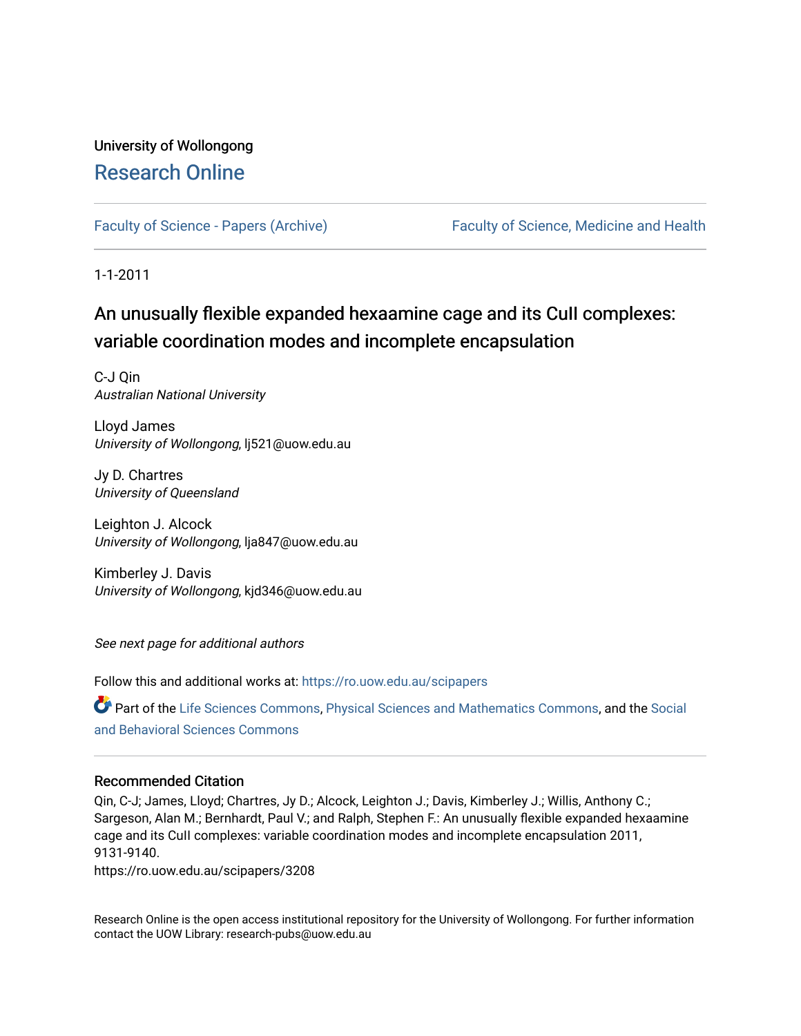University of Wollongong

# Research Online

Faculty of Science - Papers (Archive) | Faculty of Science, Medicine and Health

1-1-2011

## An unusually flexible expanded hexaamine cage and its CuII complexes: variable coordination modes and incomplete encapsulation

C-J Qin
*Australian National University*

Lloyd James
*University of Wollongong*, lj521@uow.edu.au

Jy D. Chartres
*University of Queensland*

Leighton J. Alcock
*University of Wollongong*, lja847@uow.edu.au

Kimberley J. Davis
*University of Wollongong*, kjd346@uow.edu.au

*See next page for additional authors*

Follow this and additional works at: https://ro.uow.edu.au/scipapers

Part of the Life Sciences Commons, Physical Sciences and Mathematics Commons, and the Social and Behavioral Sciences Commons

### Recommended Citation

Qin, C-J; James, Lloyd; Chartres, Jy D.; Alcock, Leighton J.; Davis, Kimberley J.; Willis, Anthony C.; Sargeson, Alan M.; Bernhardt, Paul V.; and Ralph, Stephen F.: An unusually flexible expanded hexaamine cage and its CuII complexes: variable coordination modes and incomplete encapsulation 2011, 9131-9140.
https://ro.uow.edu.au/scipapers/3208

Research Online is the open access institutional repository for the University of Wollongong. For further information contact the UOW Library: research-pubs@uow.edu.au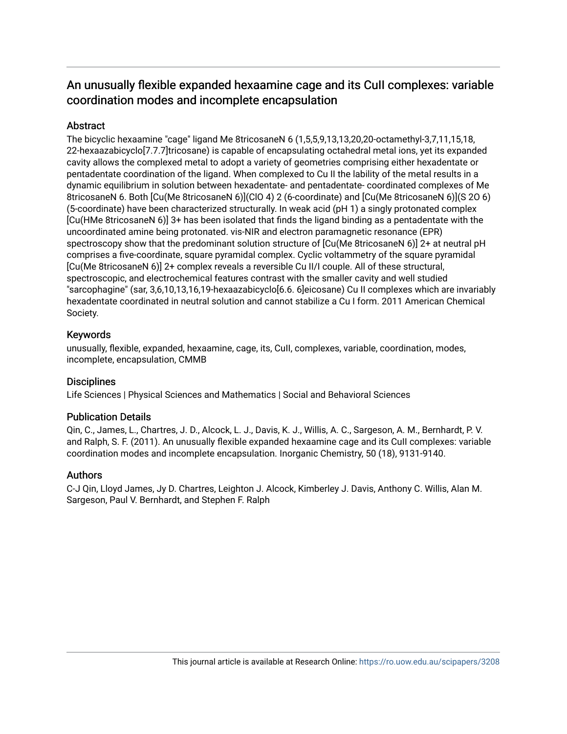# An unusually flexible expanded hexaamine cage and its CuII complexes: variable coordination modes and incomplete encapsulation

## Abstract

The bicyclic hexaamine "cage" ligand Me 8tricosaneN 6 (1,5,5,9,13,13,20,20-octamethyl-3,7,11,15,18, 22-hexaazabicyclo[7.7.7]tricosane) is capable of encapsulating octahedral metal ions, yet its expanded cavity allows the complexed metal to adopt a variety of geometries comprising either hexadentate or pentadentate coordination of the ligand. When complexed to Cu II the lability of the metal results in a dynamic equilibrium in solution between hexadentate- and pentadentate- coordinated complexes of Me 8tricosaneN 6. Both [Cu(Me 8tricosaneN 6)](ClO 4) 2 (6-coordinate) and [Cu(Me 8tricosaneN 6)](S 2O 6) (5-coordinate) have been characterized structurally. In weak acid (pH 1) a singly protonated complex [Cu(HMe 8tricosaneN 6)] 3+ has been isolated that finds the ligand binding as a pentadentate with the uncoordinated amine being protonated. vis-NIR and electron paramagnetic resonance (EPR) spectroscopy show that the predominant solution structure of [Cu(Me 8tricosaneN 6)] 2+ at neutral pH comprises a five-coordinate, square pyramidal complex. Cyclic voltammetry of the square pyramidal [Cu(Me 8tricosaneN 6)] 2+ complex reveals a reversible Cu II/I couple. All of these structural, spectroscopic, and electrochemical features contrast with the smaller cavity and well studied "sarcophagine" (sar, 3,6,10,13,16,19-hexaazabicyclo[6.6. 6]eicosane) Cu II complexes which are invariably hexadentate coordinated in neutral solution and cannot stabilize a Cu I form. 2011 American Chemical Society.

## Keywords

unusually, flexible, expanded, hexaamine, cage, its, CuII, complexes, variable, coordination, modes, incomplete, encapsulation, CMMB

## Disciplines

Life Sciences | Physical Sciences and Mathematics | Social and Behavioral Sciences

## Publication Details

Qin, C., James, L., Chartres, J. D., Alcock, L. J., Davis, K. J., Willis, A. C., Sargeson, A. M., Bernhardt, P. V. and Ralph, S. F. (2011). An unusually flexible expanded hexaamine cage and its CuII complexes: variable coordination modes and incomplete encapsulation. Inorganic Chemistry, 50 (18), 9131-9140.

## Authors

C-J Qin, Lloyd James, Jy D. Chartres, Leighton J. Alcock, Kimberley J. Davis, Anthony C. Willis, Alan M. Sargeson, Paul V. Bernhardt, and Stephen F. Ralph

This journal article is available at Research Online: https://ro.uow.edu.au/scipapers/3208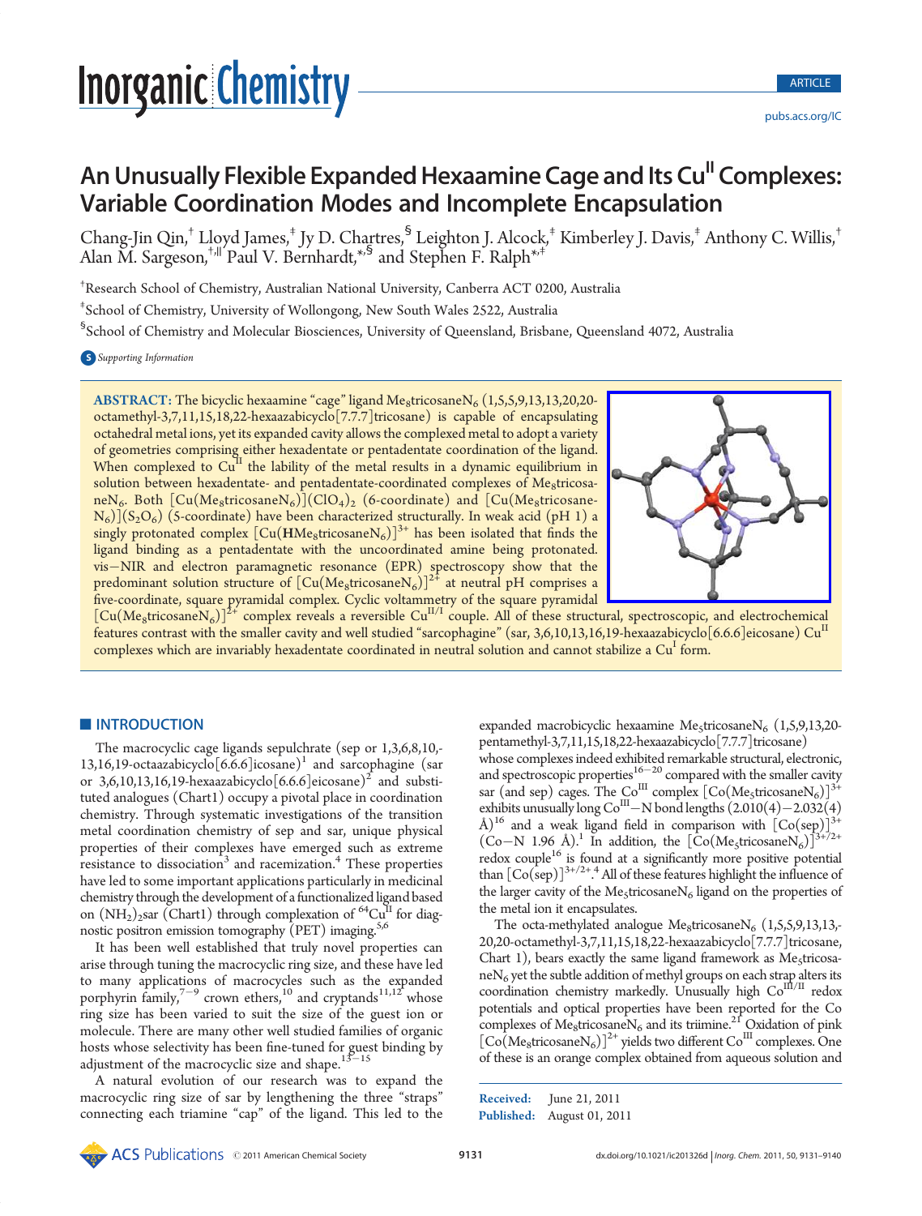# An Unusually Flexible Expanded Hexaamine Cage and Its $Cu^{II}$ Complexes: Variable Coordination Modes and Incomplete Encapsulation

Chang-Jin Qin,[†] Lloyd James,[‡] Jy D. Chartres,[§] Leighton J. Alcock,[‡] Kimberley J. Davis,[‡] Anthony C. Willis,[†] Alan M. Sargeson,[†,∥] Paul V. Bernhardt,[*,§] and Stephen F. Ralph[*,‡]

[†]Research School of Chemistry, Australian National University, Canberra ACT 0200, Australia

[‡]School of Chemistry, University of Wollongong, New South Wales 2522, Australia

[§]School of Chemistry and Molecular Biosciences, University of Queensland, Brisbane, Queensland 4072, Australia

Supporting Information

**ABSTRACT:** The bicyclic hexaamine "cage" ligand $Me_8$tricosane$N_6$ (1,5,5,9,13,13,20,20-octamethyl-3,7,11,15,18,22-hexaazabicyclo[7.7.7]tricosane) is capable of encapsulating octahedral metal ions, yet its expanded cavity allows the complexed metal to adopt a variety of geometries comprising either hexadentate or pentadentate coordination of the ligand. When complexed to $Cu^{II}$ the lability of the metal results in a dynamic equilibrium in solution between hexadentate- and pentadentate-coordinated complexes of $Me_8$tricosane$N_6$. Both $[Cu(Me_8tricosaneN_6)](ClO_4)_2$ (6-coordinate) and $[Cu(Me_8tricosaneN_6)](S_2O_6)$ (5-coordinate) have been characterized structurally. In weak acid (pH 1) a singly protonated complex $[Cu(\mathbf{H}Me_8tricosaneN_6)]^{3+}$ has been isolated that finds the ligand binding as a pentadentate with the uncoordinated amine being protonated. vis−NIR and electron paramagnetic resonance (EPR) spectroscopy show that the predominant solution structure of $[Cu(Me_8tricosaneN_6)]^{2+}$ at neutral pH comprises a five-coordinate, square pyramidal complex. Cyclic voltammetry of the square pyramidal $[Cu(Me_8tricosaneN_6)]^{2+}$ complex reveals a reversible $Cu^{II/I}$ couple. All of these structural, spectroscopic, and electrochemical features contrast with the smaller cavity and well studied "sarcophagine" (sar, 3,6,10,13,16,19-hexaazabicyclo[6.6.6]eicosane) $Cu^{II}$ complexes which are invariably hexadentate coordinated in neutral solution and cannot stabilize a $Cu^{I}$ form.

## INTRODUCTION

The macrocyclic cage ligands sepulchrate (sep or 1,3,6,8,10,13,16,19-octaazabicyclo[6.6.6]icosane)[1] and sarcophagine (sar or 3,6,10,13,16,19-hexaazabicyclo[6.6.6]eicosane)[2] and substituted analogues (Chart1) occupy a pivotal place in coordination chemistry. Through systematic investigations of the transition metal coordination chemistry of sep and sar, unique physical properties of their complexes have emerged such as extreme resistance to dissociation[3] and racemization.[4] These properties have led to some important applications particularly in medicinal chemistry through the development of a functionalized ligand based on $(NH_2)_2$sar (Chart1) through complexation of $^{64}Cu^{II}$ for diagnostic positron emission tomography (PET) imaging.[5,6]

It has been well established that truly novel properties can arise through tuning the macrocyclic ring size, and these have led to many applications of macrocycles such as the expanded porphyrin family,[7−9] crown ethers,[10] and cryptands[11,12] whose ring size has been varied to suit the size of the guest ion or molecule. There are many other well studied families of organic hosts whose selectivity has been fine-tuned for guest binding by adjustment of the macrocyclic size and shape.[13−15]

A natural evolution of our research was to expand the macrocyclic ring size of sar by lengthening the three "straps" connecting each triamine "cap" of the ligand. This led to the expanded macrobicyclic hexaamine $Me_5$tricosane$N_6$ (1,5,9,13,20-pentamethyl-3,7,11,15,18,22-hexaazabicyclo[7.7.7]tricosane) whose complexes indeed exhibited remarkable structural, electronic, and spectroscopic properties[16−20] compared with the smaller cavity sar (and sep) cages. The $Co^{III}$ complex $[Co(Me_5tricosaneN_6)]^{3+}$ exhibits unusually long $Co^{III}$−N bond lengths (2.010(4)−2.032(4) Å)[16] and a weak ligand field in comparison with $[Co(sep)]^{3+}$ (Co−N 1.96 Å).[1] In addition, the $[Co(Me_5tricosaneN_6)]^{3+/2+}$ redox couple[16] is found at a significantly more positive potential than $[Co(sep)]^{3+/2+}$.[4] All of these features highlight the influence of the larger cavity of the $Me_5$tricosane$N_6$ ligand on the properties of the metal ion it encapsulates.

The octa-methylated analogue $Me_8$tricosane$N_6$ (1,5,5,9,13,13,20,20-octamethyl-3,7,11,15,18,22-hexaazabicyclo[7.7.7]tricosane, Chart 1), bears exactly the same ligand framework as $Me_5$tricosane$N_6$ yet the subtle addition of methyl groups on each strap alters its coordination chemistry markedly. Unusually high $Co^{III/II}$ redox potentials and optical properties have been reported for the Co complexes of $Me_8$tricosane$N_6$ and its triimine.[21] Oxidation of pink $[Co(Me_8tricosaneN_6)]^{2+}$ yields two different $Co^{III}$ complexes. One of these is an orange complex obtained from aqueous solution and

Received: June 21, 2011

Published: August 01, 2011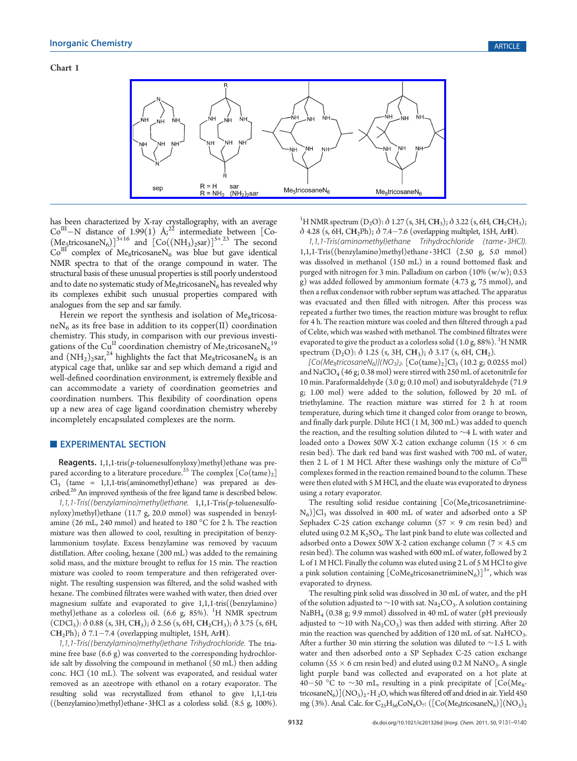Chart 1

has been characterized by X-ray crystallography, with an average $Co^{III}$−N distance of 1.99(1) Å;[22] intermediate between $[Co(Me_5tricosaneN_6)]^{3+16}$ and $[Co((NH_3)_2sar)]^{5+}$.[23] The second $Co^{III}$ complex of $Me_8tricosaneN_6$ was blue but gave identical NMR spectra to that of the orange compound in water. The structural basis of these unusual properties is still poorly understood and to date no systematic study of $Me_8tricosaneN_6$ has revealed why its complexes exhibit such unusual properties compared with analogues from the sep and sar family.

Herein we report the synthesis and isolation of $Me_8tricosaneN_6$ as its free base in addition to its copper(II) coordination chemistry. This study, in comparison with our previous investigations of the $Cu^{II}$ coordination chemistry of $Me_5tricosaneN_6$[19] and $(NH_2)_2sar$,[24] highlights the fact that $Me_8tricosaneN_6$ is an atypical cage that, unlike sar and sep which demand a rigid and well-defined coordination environment, is extremely flexible and can accommodate a variety of coordination geometries and coordination numbers. This flexibility of coordination opens up a new area of cage ligand coordination chemistry whereby incompletely encapsulated complexes are the norm.

## EXPERIMENTAL SECTION

**Reagents.** 1,1,1-tris(p-toluenesulfonyloxy)methyl)ethane was prepared according to a literature procedure.[25] The complex $[Co(tame)_2]Cl_3$ (tame = 1,1,1-tris(aminomethyl)ethane) was prepared as described.[26] An improved synthesis of the free ligand tame is described below.

*1,1,1-Tris((benzylamino)methyl)ethane.* 1,1,1-Tris(p-toluenesulfonyloxy)methyl)ethane (11.7 g, 20.0 mmol) was suspended in benzylamine (26 mL, 240 mmol) and heated to 180 °C for 2 h. The reaction mixture was then allowed to cool, resulting in precipitation of benzylammonium tosylate. Excess benzylamine was removed by vacuum distillation. After cooling, hexane (200 mL) was added to the remaining solid mass, and the mixture brought to reflux for 15 min. The reaction mixture was cooled to room temperature and then refrigerated overnight. The resulting suspension was filtered, and the solid washed with hexane. The combined filtrates were washed with water, then dried over magnesium sulfate and evaporated to give 1,1,1-tris((benzylamino)methyl)ethane as a colorless oil. (6.6 g, 85%). $^1$H NMR spectrum ($CDCl_3$): δ 0.88 (s, 3H, $CH_3$); δ 2.56 (s, 6H, $CH_2CH_3$); δ 3.75 (s, 6H, $CH_2$Ph); δ 7.1−7.4 (overlapping multiplet, 15H, ArH).

*1,1,1-Tris((benzylamino)methyl)ethane Trihydrochloride.* The triamine free base (6.6 g) was converted to the corresponding hydrochloride salt by dissolving the compound in methanol (50 mL) then adding conc. HCl (10 mL). The solvent was evaporated, and residual water removed as an azeotrope with ethanol on a rotary evaporator. The resulting solid was recrystallized from ethanol to give 1,1,1-tris((benzylamino)methyl)ethane·3HCl as a colorless solid. (8.5 g, 100%). $^1$H NMR spectrum ($D_2O$): δ 1.27 (s, 3H, $CH_3$); δ 3.22 (s, 6H, $CH_2CH_3$); δ 4.28 (s, 6H, $CH_2$Ph); δ 7.4−7.6 (overlapping multiplet, 15H, ArH).

*1,1,1-Tris(aminomethyl)ethane Trihydrochloride (tame·3HCl).* 1,1,1-Tris((benzylamino)methyl)ethane·3HCl (2.50 g, 5.0 mmol) was dissolved in methanol (150 mL) in a round bottomed flask and purged with nitrogen for 3 min. Palladium on carbon (10% (w/w); 0.53 g) was added followed by ammonium formate (4.73 g, 75 mmol), and then a reflux condensor with rubber septum was attached. The apparatus was evacuated and then filled with nitrogen. After this process was repeated a further two times, the reaction mixture was brought to reflux for 4 h. The reaction mixture was cooled and then filtered through a pad of Celite, which was washed with methanol. The combined filtrates were evaporated to give the product as a colorless solid (1.0 g, 88%). $^1$H NMR spectrum ($D_2O$): δ 1.25 (s, 3H, $CH_3$); δ 3.17 (s, 6H, $CH_2$).

*$[Co(Me_8tricosaneN_6)](NO_3)_2$.* $[Co(tame)_2]Cl_3$ (10.2 g; 0.0255 mol) and $NaClO_4$ (46 g; 0.38 mol) were stirred with 250 mL of acetonitrile for 10 min. Paraformaldehyde (3.0 g; 0.10 mol) and isobutyraldehyde (71.9 g; 1.00 mol) were added to the solution, followed by 20 mL of triethylamine. The reaction mixture was stirred for 2 h at room temperature, during which time it changed color from orange to brown, and finally dark purple. Dilute HCl (1 M, 300 mL) was added to quench the reaction, and the resulting solution diluted to ∼4 L with water and loaded onto a Dowex 50W X-2 cation exchange column (15 × 6 cm resin bed). The dark red band was first washed with 700 mL of water, then 2 L of 1 M HCl. After these washings only the mixture of $Co^{III}$ complexes formed in the reaction remained bound to the column. These were then eluted with 5 M HCl, and the eluate was evaporated to dryness using a rotary evaporator.

The resulting solid residue containing $[Co(Me_8tricosanetriimineN_6)]Cl_3$ was dissolved in 400 mL of water and adsorbed onto a SP Sephadex C-25 cation exchange column (57 × 9 cm resin bed) and eluted using 0.2 M $K_2SO_4$. The last pink band to elute was collected and adsorbed onto a Dowex 50W X-2 cation exchange column (7 × 4.5 cm resin bed). The column was washed with 600 mL of water, followed by 2 L of 1 M HCl. Finally the column was eluted using 2 L of 5 M HCl to give a pink solution containing $[CoMe_8tricosanetriimineN_6)]^{3+}$, which was evaporated to dryness.

The resulting pink solid was dissolved in 30 mL of water, and the pH of the solution adjusted to ∼10 with sat. $Na_2CO_3$. A solution containing $NaBH_4$ (0.38 g; 9.9 mmol) dissolved in 40 mL of water (pH previously adjusted to ∼10 with $Na_2CO_3$) was then added with stirring. After 20 min the reaction was quenched by addition of 120 mL of sat. $NaHCO_3$. After a further 30 min stirring the solution was diluted to ∼1.5 L with water and then adsorbed onto a SP Sephadex C-25 cation exchange column (55 × 6 cm resin bed) and eluted using 0.2 M $NaNO_3$. A single light purple band was collected and evaporated on a hot plate at 40−50 °C to ∼30 mL, resulting in a pink precipitate of $[Co(Me_8tricosaneN_6)](NO_3)_2·H_2O$, which was filtered off and dried in air. Yield 450 mg (3%). Anal. Calc. for $C_{25}H_{56}CoN_8O_7$: ($[Co(Me_8tricosaneN_6)](NO_3)_2$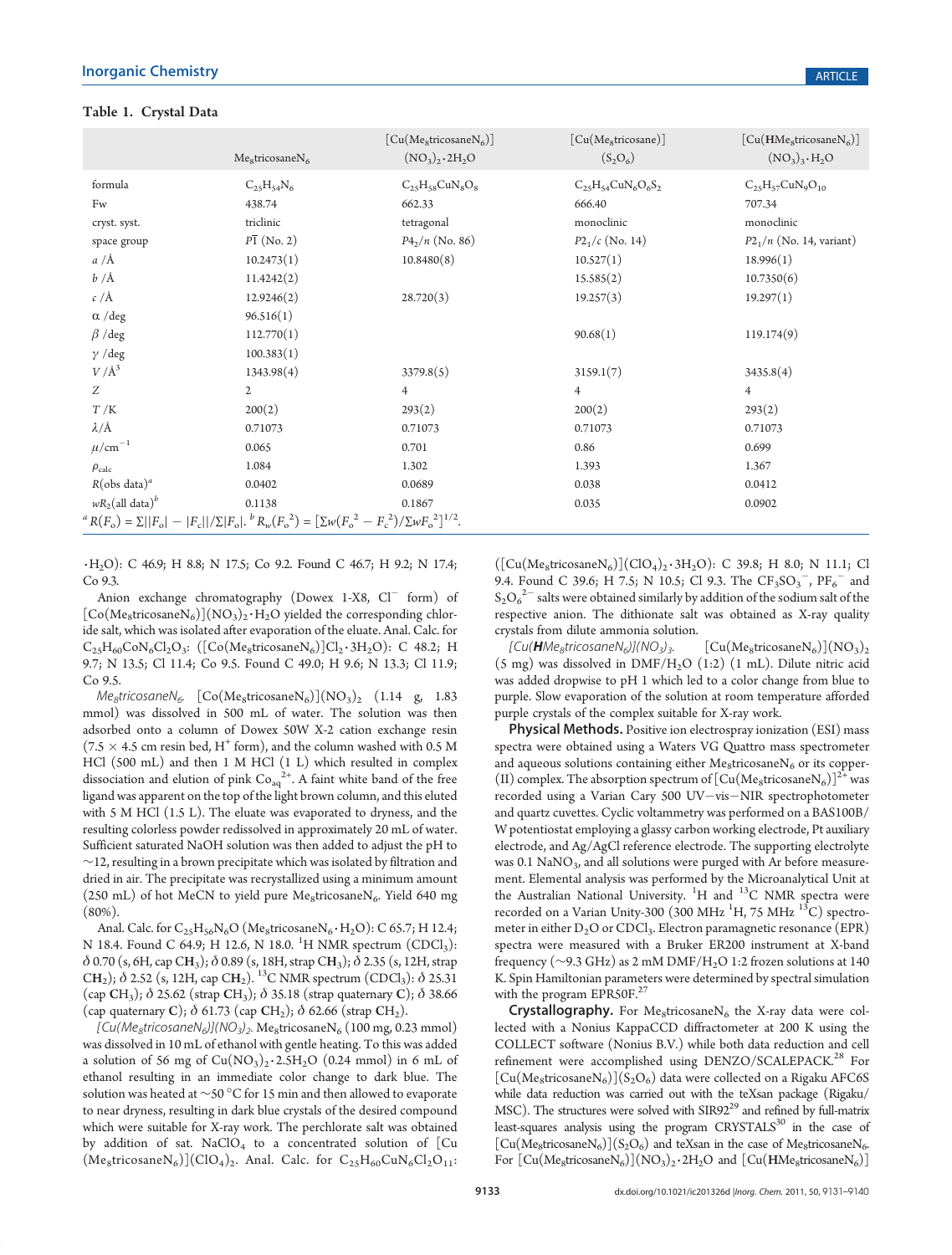**Table 1. Crystal Data**

| | $Me_8$tricosane$N_6$ | [Cu($Me_8$tricosane$N_6$)]($NO_3$)$_2$·$2H_2O$ | [Cu($Me_8$tricosane)]($S_2O_6$) | [Cu(**H**$Me_8$tricosane$N_6$)]($NO_3$)$_3$·$H_2O$ |
|---|---|---|---|---|
| formula | $C_{25}H_{54}N_6$ | $C_{25}H_{58}CuN_8O_8$ | $C_{25}H_{54}CuN_6O_6S_2$ | $C_{25}H_{57}CuN_9O_{10}$ |
| Fw | 438.74 | 662.33 | 666.40 | 707.34 |
| cryst. syst. | triclinic | tetragonal | monoclinic | monoclinic |
| space group | $P\bar{1}$ (No. 2) | $P4_2/n$ (No. 86) | $P2_1/c$ (No. 14) | $P2_1/n$ (No. 14, variant) |
| $a$ /Å | 10.2473(1) | 10.8480(8) | 10.527(1) | 18.996(1) |
| $b$ /Å | 11.4242(2) | | 15.585(2) | 10.7350(6) |
| $c$ /Å | 12.9246(2) | 28.720(3) | 19.257(3) | 19.297(1) |
| α /deg | 96.516(1) | | | |
| β /deg | 112.770(1) | | 90.68(1) | 119.174(9) |
| γ /deg | 100.383(1) | | | |
| $V$ /Å$^3$ | 1343.98(4) | 3379.8(5) | 3159.1(7) | 3435.8(4) |
| $Z$ | 2 | 4 | 4 | 4 |
| $T$ /K | 200(2) | 293(2) | 200(2) | 293(2) |
| λ/Å | 0.71073 | 0.71073 | 0.71073 | 0.71073 |
| μ/cm$^{-1}$ | 0.065 | 0.701 | 0.86 | 0.699 |
| $\rho_{calc}$ | 1.084 | 1.302 | 1.393 | 1.367 |
| $R$(obs data)$^a$ | 0.0402 | 0.0689 | 0.038 | 0.0412 |
| $wR_2$(all data)$^b$ | 0.1138 | 0.1867 | 0.035 | 0.0902 |

$^a$ $R(F_o) = \Sigma||F_o| - |F_c||/\Sigma|F_o|$. $^b$ $R_w(F_o^2) = [\Sigma w(F_o^2 - F_c^2)/\Sigma wF_o^2]^{1/2}$.

·$H_2O$): C 46.9; H 8.8; N 17.5; Co 9.2. Found C 46.7; H 9.2; N 17.4; Co 9.3.

Anion exchange chromatography (Dowex 1-X8, $Cl^-$ form) of [Co($Me_8$tricosane$N_6$)]($NO_3$)$_2$·$H_2O$ yielded the corresponding chloride salt, which was isolated after evaporation of the eluate. Anal. Calc. for $C_{25}H_{60}CoN_6Cl_2O_3$: ([Co($Me_8$tricosane$N_6$)]$Cl_2$·$3H_2O$): C 48.2; H 9.7; N 13.5; Cl 11.4; Co 9.5. Found C 49.0; H 9.6; N 13.3; Cl 11.9; Co 9.5.

*$Me_8$tricosane$N_6$.* [Co($Me_8$tricosane$N_6$)]($NO_3$)$_2$ (1.14 g, 1.83 mmol) was dissolved in 500 mL of water. The solution was then adsorbed onto a column of Dowex 50W X-2 cation exchange resin (7.5 × 4.5 cm resin bed, $H^+$ form), and the column washed with 0.5 M HCl (500 mL) and then 1 M HCl (1 L) which resulted in complex dissociation and elution of pink $Co_{aq}^{2+}$. A faint white band of the free ligand was apparent on the top of the light brown column, and this eluted with 5 M HCl (1.5 L). The eluate was evaporated to dryness, and the resulting colorless powder redissolved in approximately 20 mL of water. Sufficient saturated NaOH solution was then added to adjust the pH to ~12, resulting in a brown precipitate which was isolated by filtration and dried in air. The precipitate was recrystallized using a minimum amount (250 mL) of hot MeCN to yield pure $Me_8$tricosane$N_6$. Yield 640 mg (80%).

Anal. Calc. for $C_{25}H_{56}N_6O$ ($Me_8$tricosane$N_6$·$H_2O$): C 65.7; H 12.4; N 18.4. Found C 64.9; H 12.6, N 18.0. $^1$H NMR spectrum ($CDCl_3$): δ 0.70 (s, 6H, cap C$H_3$); δ 0.89 (s, 18H, strap C$H_3$); δ 2.35 (s, 12H, strap C$H_2$); δ 2.52 (s, 12H, cap C$H_2$). $^{13}$C NMR spectrum ($CDCl_3$): δ 25.31 (cap $CH_3$); δ 25.62 (strap $CH_3$); δ 35.18 (strap quaternary **C**); δ 38.66 (cap quaternary **C**); δ 61.73 (cap $CH_2$); δ 62.66 (strap $CH_2$).

*[Cu($Me_8$tricosane$N_6$)]($NO_3$)$_2$.* $Me_8$tricosane$N_6$ (100 mg, 0.23 mmol) was dissolved in 10 mL of ethanol with gentle heating. To this was added a solution of 56 mg of Cu($NO_3$)$_2$·$2.5H_2O$ (0.24 mmol) in 6 mL of ethanol resulting in an immediate color change to dark blue. The solution was heated at ~50 °C for 15 min and then allowed to evaporate to near dryness, resulting in dark blue crystals of the desired compound which were suitable for X-ray work. The perchlorate salt was obtained by addition of sat. $NaClO_4$ to a concentrated solution of [Cu($Me_8$tricosane$N_6$)]($ClO_4$)$_2$. Anal. Calc. for $C_{25}H_{60}CuN_6Cl_2O_{11}$: ([Cu($Me_8$tricosane$N_6$)]($ClO_4$)$_2$·$3H_2O$): C 39.8; H 8.0; N 11.1; Cl 9.4. Found C 39.6; H 7.5; N 10.5; Cl 9.3. The $CF_3SO_3^-$, $PF_6^-$ and $S_2O_6^{2-}$ salts were obtained similarly by addition of the sodium salt of the respective anion. The dithionate salt was obtained as X-ray quality crystals from dilute ammonia solution.

*[Cu(**H**$Me_8$tricosane$N_6$)]($NO_3$)$_3$.* [Cu($Me_8$tricosane$N_6$)]($NO_3$)$_2$ (5 mg) was dissolved in DMF/$H_2O$ (1:2) (1 mL). Dilute nitric acid was added dropwise to pH 1 which led to a color change from blue to purple. Slow evaporation of the solution at room temperature afforded purple crystals of the complex suitable for X-ray work.

**Physical Methods.** Positive ion electrospray ionization (ESI) mass spectra were obtained using a Waters VG Quattro mass spectrometer and aqueous solutions containing either $Me_8$tricosane$N_6$ or its copper(II) complex. The absorption spectrum of [Cu($Me_8$tricosane$N_6$)]$^{2+}$ was recorded using a Varian Cary 500 UV−vis−NIR spectrophotometer and quartz cuvettes. Cyclic voltammetry was performed on a BAS100B/W potentiostat employing a glassy carbon working electrode, Pt auxiliary electrode, and Ag/AgCl reference electrode. The supporting electrolyte was 0.1 $NaNO_3$, and all solutions were purged with Ar before measurement. Elemental analysis was performed by the Microanalytical Unit at the Australian National University. $^1$H and $^{13}$C NMR spectra were recorded on a Varian Unity-300 (300 MHz $^1$H, 75 MHz $^{13}$C) spectrometer in either $D_2O$ or $CDCl_3$. Electron paramagnetic resonance (EPR) spectra were measured with a Bruker ER200 instrument at X-band frequency (~9.3 GHz) as 2 mM DMF/$H_2O$ 1:2 frozen solutions at 140 K. Spin Hamiltonian parameters were determined by spectral simulation with the program EPR50F.[27]

**Crystallography.** For $Me_8$tricosane$N_6$ the X-ray data were collected with a Nonius KappaCCD diffractometer at 200 K using the COLLECT software (Nonius B.V.) while both data reduction and cell refinement were accomplished using DENZO/SCALEPACK.[28] For [Cu($Me_8$tricosane$N_6$)]($S_2O_6$) data were collected on a Rigaku AFC6S while data reduction was carried out with the teXsan package (Rigaku/MSC). The structures were solved with SIR92[29] and refined by full-matrix least-squares analysis using the program CRYSTALS[30] in the case of [Cu($Me_8$tricosane$N_6$)]($S_2O_6$) and teXsan in the case of $Me_8$tricosane$N_6$. For [Cu($Me_8$tricosane$N_6$)]($NO_3$)$_2$·$2H_2O$ and [Cu(**H**$Me_8$tricosane$N_6$)]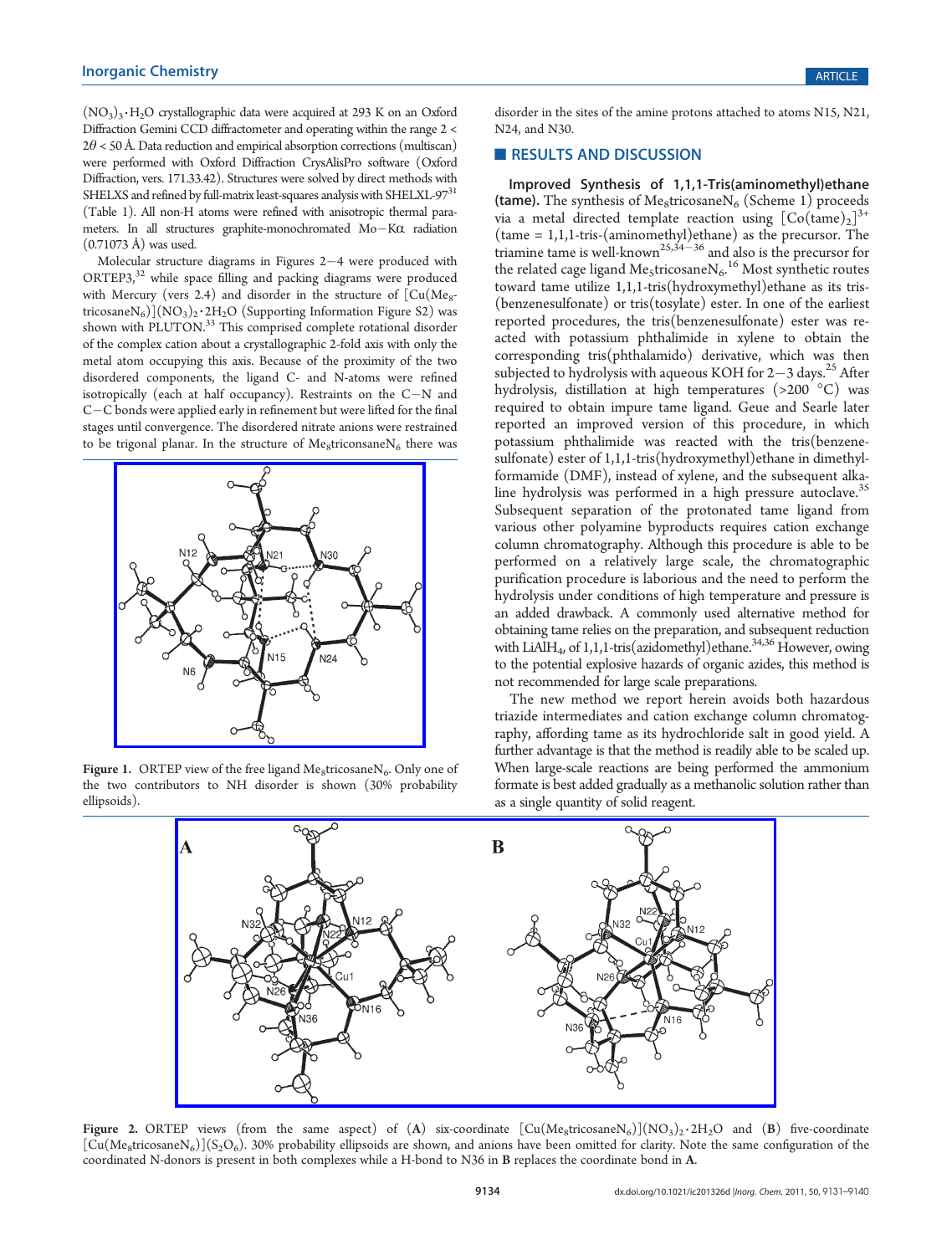$(NO_3)_3 \cdot H_2O$ crystallographic data were acquired at 293 K on an Oxford Diffraction Gemini CCD diffractometer and operating within the range $2 < 2\theta < 50$ Å. Data reduction and empirical absorption corrections (multiscan) were performed with Oxford Diffraction CrysAlisPro software (Oxford Diffraction, vers. 171.33.42). Structures were solved by direct methods with SHELXS and refined by full-matrix least-squares analysis with SHELXL-97[31] (Table 1). All non-H atoms were refined with anisotropic thermal parameters. In all structures graphite-monochromated Mo−Kα radiation (0.71073 Å) was used.

Molecular structure diagrams in Figures 2−4 were produced with ORTEP3,[32] while space filling and packing diagrams were produced with Mercury (vers 2.4) and disorder in the structure of $[Cu(Me_8tricosaneN_6)](NO_3)_2 \cdot 2H_2O$ (Supporting Information Figure S2) was shown with PLUTON.[33] This comprised complete rotational disorder of the complex cation about a crystallographic 2-fold axis with only the metal atom occupying this axis. Because of the proximity of the two disordered components, the ligand C- and N-atoms were refined isotropically (each at half occupancy). Restraints on the C−N and C−C bonds were applied early in refinement but were lifted for the final stages until convergence. The disordered nitrate anions were restrained to be trigonal planar. In the structure of $Me_8triconsaneN_6$ there was disorder in the sites of the amine protons attached to atoms N15, N21, N24, and N30.

Figure 1. ORTEP view of the free ligand $Me_8tricosaneN_6$. Only one of the two contributors to NH disorder is shown (30% probability ellipsoids).

## RESULTS AND DISCUSSION

**Improved Synthesis of 1,1,1-Tris(aminomethyl)ethane (tame).** The synthesis of $Me_8tricosaneN_6$ (Scheme 1) proceeds via a metal directed template reaction using $[Co(tame)_2]^{3+}$ (tame = 1,1,1-tris-(aminomethyl)ethane) as the precursor. The triamine tame is well-known[25,34−36] and also is the precursor for the related cage ligand $Me_5tricosaneN_6$.[16] Most synthetic routes toward tame utilize 1,1,1-tris(hydroxymethyl)ethane as its tris-(benzenesulfonate) or tris(tosylate) ester. In one of the earliest reported procedures, the tris(benzenesulfonate) ester was reacted with potassium phthalimide in xylene to obtain the corresponding tris(phthalamido) derivative, which was then subjected to hydrolysis with aqueous KOH for 2−3 days.[25] After hydrolysis, distillation at high temperatures (>200 °C) was required to obtain impure tame ligand. Geue and Searle later reported an improved version of this procedure, in which potassium phthalimide was reacted with the tris(benzenesulfonate) ester of 1,1,1-tris(hydroxymethyl)ethane in dimethylformamide (DMF), instead of xylene, and the subsequent alkaline hydrolysis was performed in a high pressure autoclave.[35] Subsequent separation of the protonated tame ligand from various other polyamine byproducts requires cation exchange column chromatography. Although this procedure is able to be performed on a relatively large scale, the chromatographic purification procedure is laborious and the need to perform the hydrolysis under conditions of high temperature and pressure is an added drawback. A commonly used alternative method for obtaining tame relies on the preparation, and subsequent reduction with $LiAlH_4$, of 1,1,1-tris(azidomethyl)ethane.[34,36] However, owing to the potential explosive hazards of organic azides, this method is not recommended for large scale preparations.

The new method we report herein avoids both hazardous triazide intermediates and cation exchange column chromatography, affording tame as its hydrochloride salt in good yield. A further advantage is that the method is readily able to be scaled up. When large-scale reactions are being performed the ammonium formate is best added gradually as a methanolic solution rather than as a single quantity of solid reagent.

Figure 2. ORTEP views (from the same aspect) of (A) six-coordinate $[Cu(Me_8tricosaneN_6)](NO_3)_2 \cdot 2H_2O$ and (B) five-coordinate $[Cu(Me_8tricosaneN_6)](S_2O_6)$. 30% probability ellipsoids are shown, and anions have been omitted for clarity. Note the same configuration of the coordinated N-donors is present in both complexes while a H-bond to N36 in B replaces the coordinate bond in A.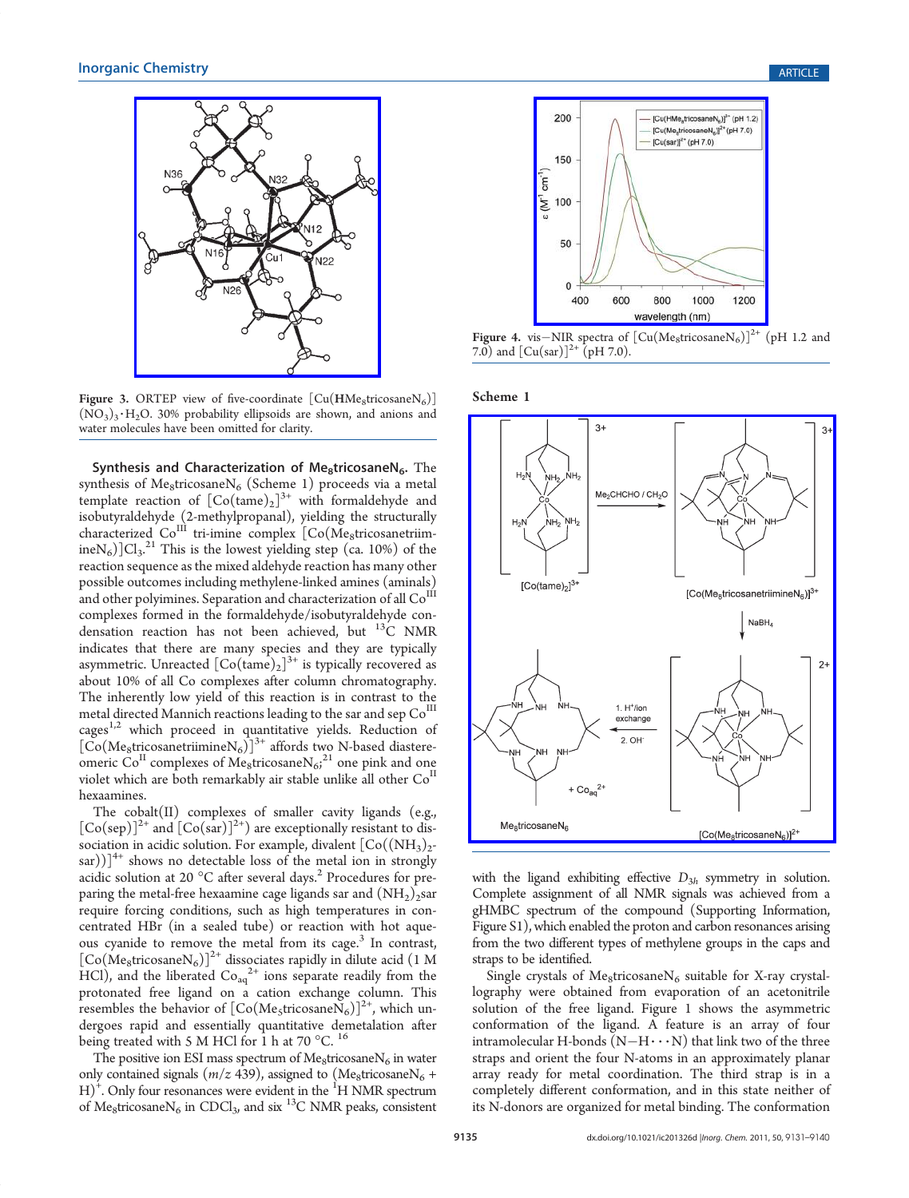Figure 3. ORTEP view of five-coordinate $[Cu(\mathbf{H}Me_8tricosaneN_6)](NO_3)_3 \cdot H_2O$. 30% probability ellipsoids are shown, and anions and water molecules have been omitted for clarity.

Figure 4. vis−NIR spectra of $[Cu(Me_8tricosaneN_6)]^{2+}$ (pH 1.2 and 7.0) and $[Cu(sar)]^{2+}$ (pH 7.0).

Scheme 1

**Synthesis and Characterization of Me$_8$tricosaneN$_6$.** The synthesis of Me$_8$tricosaneN$_6$ (Scheme 1) proceeds via a metal template reaction of $[Co(tame)_2]^{3+}$ with formaldehyde and isobutyraldehyde (2-methylpropanal), yielding the structurally characterized Co$^{III}$ tri-imine complex $[Co(Me_8tricosanetriimineN_6)]Cl_3$.[21] This is the lowest yielding step (ca. 10%) of the reaction sequence as the mixed aldehyde reaction has many other possible outcomes including methylene-linked amines (aminals) and other polyimines. Separation and characterization of all Co$^{III}$ complexes formed in the formaldehyde/isobutyraldehyde condensation reaction has not been achieved, but $^{13}$C NMR indicates that there are many species and they are typically asymmetric. Unreacted $[Co(tame)_2]^{3+}$ is typically recovered as about 10% of all Co complexes after column chromatography. The inherently low yield of this reaction is in contrast to the metal directed Mannich reactions leading to the sar and sep Co$^{III}$ cages[1,2] which proceed in quantitative yields. Reduction of $[Co(Me_8tricosanetriimineN_6)]^{3+}$ affords two N-based diastereomeric Co$^{II}$ complexes of Me$_8$tricosaneN$_6$;[21] one pink and one violet which are both remarkably air stable unlike all other Co$^{II}$ hexaamines.

The cobalt(II) complexes of smaller cavity ligands (e.g., $[Co(sep)]^{2+}$ and $[Co(sar)]^{2+}$) are exceptionally resistant to dissociation in acidic solution. For example, divalent $[Co((NH_3)_2sar)]^{4+}$ shows no detectable loss of the metal ion in strongly acidic solution at 20 °C after several days.[2] Procedures for preparing the metal-free hexaamine cage ligands sar and (NH$_2$)$_2$sar require forcing conditions, such as high temperatures in concentrated HBr (in a sealed tube) or reaction with hot aqueous cyanide to remove the metal from its cage.[3] In contrast, $[Co(Me_8tricosaneN_6)]^{2+}$ dissociates rapidly in dilute acid (1 M HCl), and the liberated $Co_{aq}^{2+}$ ions separate readily from the protonated free ligand on a cation exchange column. This resembles the behavior of $[Co(Me_5tricosaneN_6)]^{2+}$, which undergoes rapid and essentially quantitative demetalation after being treated with 5 M HCl for 1 h at 70 °C.[16]

The positive ion ESI mass spectrum of Me$_8$tricosaneN$_6$ in water only contained signals ($m/z$ 439), assigned to (Me$_8$tricosaneN$_6$ + H)$^+$. Only four resonances were evident in the $^1$H NMR spectrum of Me$_8$tricosaneN$_6$ in CDCl$_3$, and six $^{13}$C NMR peaks, consistent with the ligand exhibiting effective $D_{3h}$ symmetry in solution. Complete assignment of all NMR signals was achieved from a gHMBC spectrum of the compound (Supporting Information, Figure S1), which enabled the proton and carbon resonances arising from the two different types of methylene groups in the caps and straps to be identified.

Single crystals of Me$_8$tricosaneN$_6$ suitable for X-ray crystallography were obtained from evaporation of an acetonitrile solution of the free ligand. Figure 1 shows the asymmetric conformation of the ligand. A feature is an array of four intramolecular H-bonds (N−H···N) that link two of the three straps and orient the four N-atoms in an approximately planar array ready for metal coordination. The third strap is in a completely different conformation, and in this state neither of its N-donors are organized for metal binding. The conformation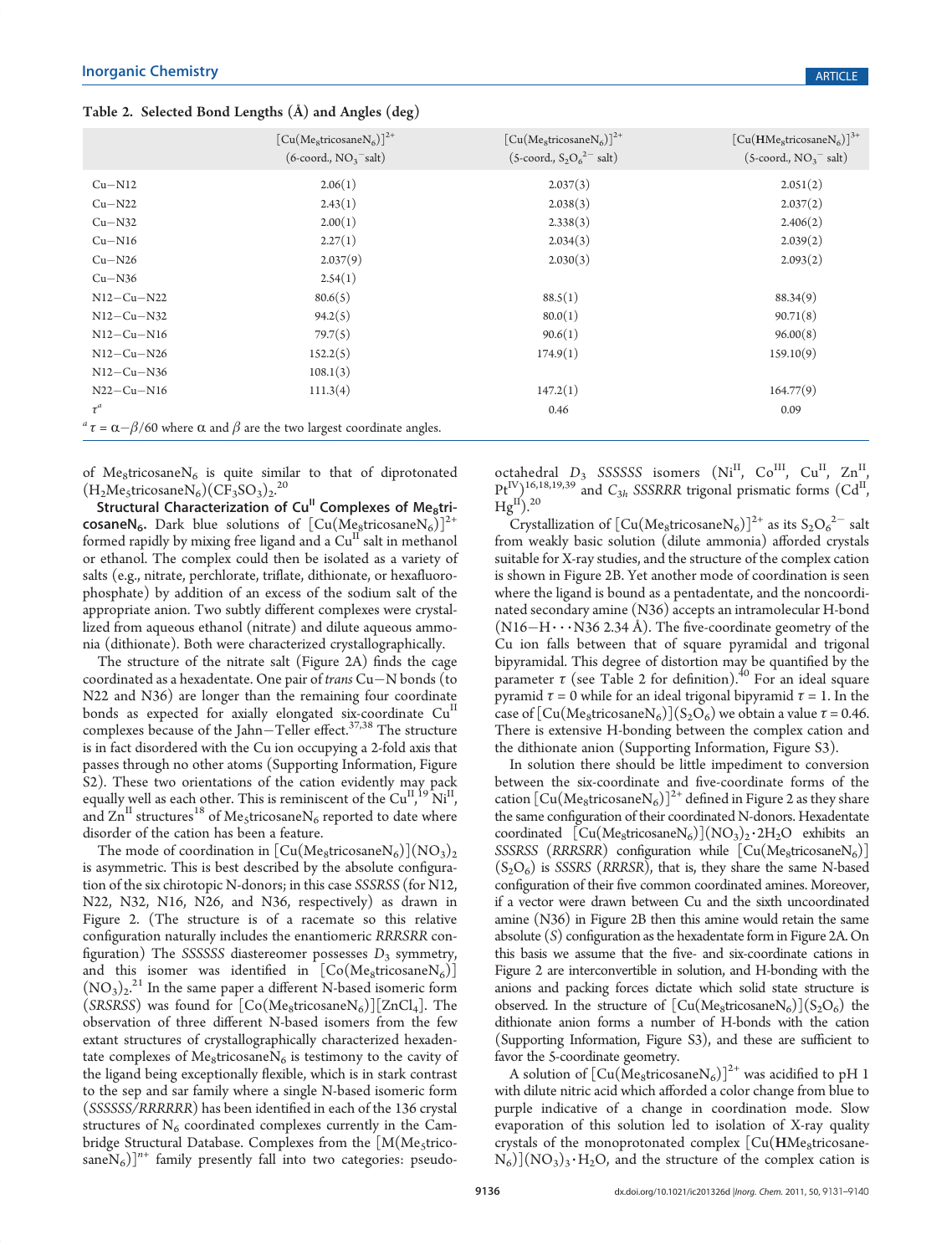**Table 2. Selected Bond Lengths (Å) and Angles (deg)**

| | $[Cu(Me_8tricosaneN_6)]^{2+}$ (6-coord., $NO_3^-$ salt) | $[Cu(Me_8tricosaneN_6)]^{2+}$ (5-coord., $S_2O_6^{2-}$ salt) | $[Cu(\mathbf{H}Me_8tricosaneN_6)]^{3+}$ (5-coord., $NO_3^-$ salt) |
|---|---|---|---|
| Cu−N12 | 2.06(1) | 2.037(3) | 2.051(2) |
| Cu−N22 | 2.43(1) | 2.038(3) | 2.037(2) |
| Cu−N32 | 2.00(1) | 2.338(3) | 2.406(2) |
| Cu−N16 | 2.27(1) | 2.034(3) | 2.039(2) |
| Cu−N26 | 2.037(9) | 2.030(3) | 2.093(2) |
| Cu−N36 | 2.54(1) | | |
| N12−Cu−N22 | 80.6(5) | 88.5(1) | 88.34(9) |
| N12−Cu−N32 | 94.2(5) | 80.0(1) | 90.71(8) |
| N12−Cu−N16 | 79.7(5) | 90.6(1) | 96.00(8) |
| N12−Cu−N26 | 152.2(5) | 174.9(1) | 159.10(9) |
| N12−Cu−N36 | 108.1(3) | | |
| N22−Cu−N16 | 111.3(4) | 147.2(1) | 164.77(9) |
| $\tau$[a] | | 0.46 | 0.09 |

[a] $\tau = \alpha - \beta/60$ where α and β are the two largest coordinate angles.

of $Me_8tricosaneN_6$ is quite similar to that of diprotonated $(H_2Me_5tricosaneN_6)(CF_3SO_3)_2$.[20]

**Structural Characterization of $Cu^{II}$ Complexes of $Me_8$tricosane$N_6$.** Dark blue solutions of $[Cu(Me_8tricosaneN_6)]^{2+}$ formed rapidly by mixing free ligand and a $Cu^{II}$ salt in methanol or ethanol. The complex could then be isolated as a variety of salts (e.g., nitrate, perchlorate, triflate, dithionate, or hexafluorophosphate) by addition of an excess of the sodium salt of the appropriate anion. Two subtly different complexes were crystallized from aqueous ethanol (nitrate) and dilute aqueous ammonia (dithionate). Both were characterized crystallographically.

The structure of the nitrate salt (Figure 2A) finds the cage coordinated as a hexadentate. One pair of *trans* Cu−N bonds (to N22 and N36) are longer than the remaining four coordinate bonds as expected for axially elongated six-coordinate $Cu^{II}$ complexes because of the Jahn−Teller effect.[37,38] The structure is in fact disordered with the Cu ion occupying a 2-fold axis that passes through no other atoms (Supporting Information, Figure S2). These two orientations of the cation evidently may pack equally well as each other. This is reminiscent of the $Cu^{II}$,[19] $Ni^{II}$, and $Zn^{II}$ structures[18] of $Me_5tricosaneN_6$ reported to date where disorder of the cation has been a feature.

The mode of coordination in $[Cu(Me_8tricosaneN_6)](NO_3)_2$ is asymmetric. This is best described by the absolute configuration of the six chirotopic N-donors; in this case *SSSRSS* (for N12, N22, N32, N16, N26, and N36, respectively) as drawn in Figure 2. (The structure is of a racemate so this relative configuration naturally includes the enantiomeric *RRRSRR* configuration) The *SSSSSS* diastereomer possesses $D_3$ symmetry, and this isomer was identified in $[Co(Me_8tricosaneN_6)](NO_3)_2$.[21] In the same paper a different N-based isomeric form (*SRSRSS*) was found for $[Co(Me_8tricosaneN_6)][ZnCl_4]$. The observation of three different N-based isomers from the few extant structures of crystallographically characterized hexadentate complexes of $Me_8tricosaneN_6$ is testimony to the cavity of the ligand being exceptionally flexible, which is in stark contrast to the sep and sar family where a single N-based isomeric form (*SSSSSS*/*RRRRRR*) has been identified in each of the 136 crystal structures of $N_6$ coordinated complexes currently in the Cambridge Structural Database. Complexes from the $[M(Me_5tricosaneN_6)]^{n+}$ family presently fall into two categories: pseudo-octahedral $D_3$ *SSSSSS* isomers ($Ni^{II}$, $Co^{III}$, $Cu^{II}$, $Zn^{II}$, $Pt^{IV}$)[16,18,19,39] and $C_{3h}$ *SSSRRR* trigonal prismatic forms ($Cd^{II}$, $Hg^{II}$).[20]

Crystallization of $[Cu(Me_8tricosaneN_6)]^{2+}$ as its $S_2O_6^{2-}$ salt from weakly basic solution (dilute ammonia) afforded crystals suitable for X-ray studies, and the structure of the complex cation is shown in Figure 2B. Yet another mode of coordination is seen where the ligand is bound as a pentadentate, and the noncoordinated secondary amine (N36) accepts an intramolecular H-bond (N16−H···N36 2.34 Å). The five-coordinate geometry of the Cu ion falls between that of square pyramidal and trigonal bipyramidal. This degree of distortion may be quantified by the parameter $\tau$ (see Table 2 for definition).[40] For an ideal square pyramid $\tau = 0$ while for an ideal trigonal bipyramid $\tau = 1$. In the case of $[Cu(Me_8tricosaneN_6)](S_2O_6)$ we obtain a value $\tau = 0.46$. There is extensive H-bonding between the complex cation and the dithionate anion (Supporting Information, Figure S3).

In solution there should be little impediment to conversion between the six-coordinate and five-coordinate forms of the cation $[Cu(Me_8tricosaneN_6)]^{2+}$ defined in Figure 2 as they share the same configuration of their coordinated N-donors. Hexadentate coordinated $[Cu(Me_8tricosaneN_6)](NO_3)_2 \cdot 2H_2O$ exhibits an *SSSRSS* (*RRRSRR*) configuration while $[Cu(Me_8tricosaneN_6)](S_2O_6)$ is *SSSRS* (*RRRSR*), that is, they share the same N-based configuration of their five common coordinated amines. Moreover, if a vector were drawn between Cu and the sixth uncoordinated amine (N36) in Figure 2B then this amine would retain the same absolute (*S*) configuration as the hexadentate form in Figure 2A. On this basis we assume that the five- and six-coordinate cations in Figure 2 are interconvertible in solution, and H-bonding with the anions and packing forces dictate which solid state structure is observed. In the structure of $[Cu(Me_8tricosaneN_6)](S_2O_6)$ the dithionate anion forms a number of H-bonds with the cation (Supporting Information, Figure S3), and these are sufficient to favor the 5-coordinate geometry.

A solution of $[Cu(Me_8tricosaneN_6)]^{2+}$ was acidified to pH 1 with dilute nitric acid which afforded a color change from blue to purple indicative of a change in coordination mode. Slow evaporation of this solution led to isolation of X-ray quality crystals of the monoprotonated complex $[Cu(\mathbf{H}Me_8tricosaneN_6)](NO_3)_3 \cdot H_2O$, and the structure of the complex cation is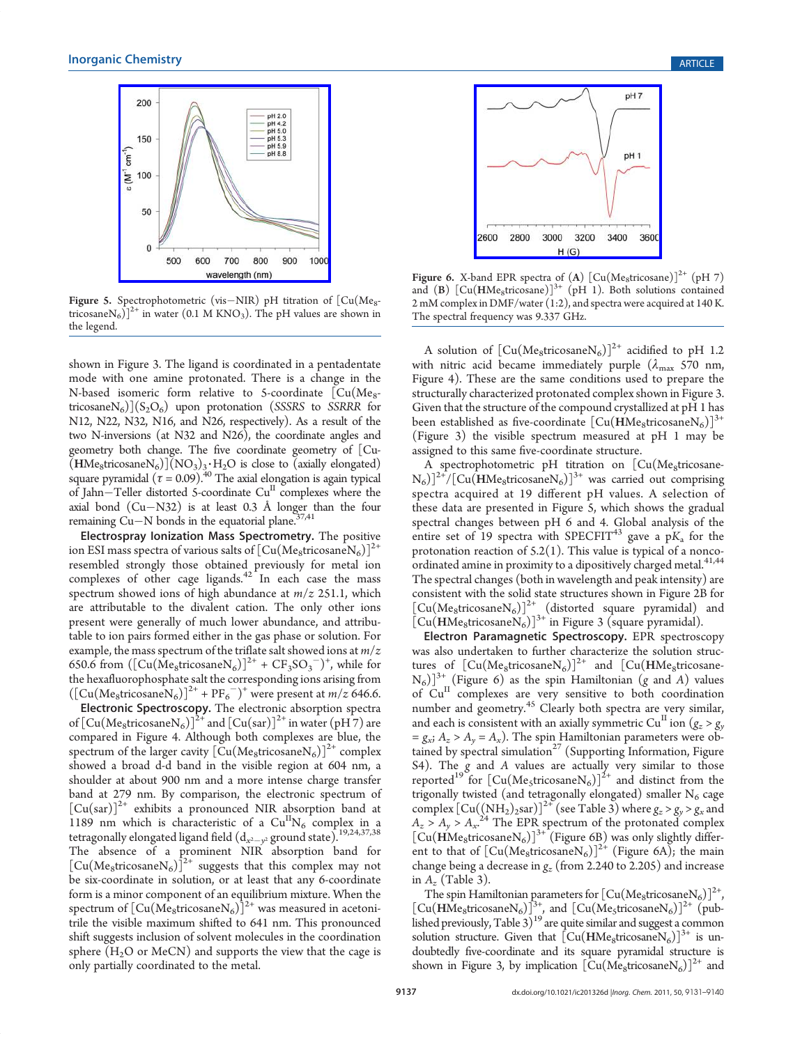Figure 5. Spectrophotometric (vis−NIR) pH titration of $[Cu(Me_8tricosaneN_6)]^{2+}$ in water (0.1 M $KNO_3$). The pH values are shown in the legend.

Figure 6. X-band EPR spectra of (**A**) $[Cu(Me_8tricosane)]^{2+}$ (pH 7) and (**B**) $[Cu(\mathbf{H}Me_8tricosane)]^{3+}$ (pH 1). Both solutions contained 2 mM complex in DMF/water (1:2), and spectra were acquired at 140 K. The spectral frequency was 9.337 GHz.

shown in Figure 3. The ligand is coordinated in a pentadentate mode with one amine protonated. There is a change in the N-based isomeric form relative to 5-coordinate $[Cu(Me_8tricosaneN_6)](S_2O_6)$ upon protonation (*SSSRS* to *SSRRR* for N12, N22, N32, N16, and N26, respectively). As a result of the two N-inversions (at N32 and N26), the coordinate angles and geometry both change. The five coordinate geometry of $[Cu(\mathbf{H}Me_8tricosaneN_6)](NO_3)_3 \cdot H_2O$ is close to (axially elongated) square pyramidal ($\tau$ = 0.09).[40] The axial elongation is again typical of Jahn−Teller distorted 5-coordinate $Cu^{II}$ complexes where the axial bond (Cu−N32) is at least 0.3 Å longer than the four remaining Cu−N bonds in the equatorial plane.[37,41]

**Electrospray Ionization Mass Spectrometry.** The positive ion ESI mass spectra of various salts of $[Cu(Me_8tricosaneN_6)]^{2+}$ resembled strongly those obtained previously for metal ion complexes of other cage ligands.[42] In each case the mass spectrum showed ions of high abundance at $m/z$ 251.1, which are attributable to the divalent cation. The only other ions present were generally of much lower abundance, and attributable to ion pairs formed either in the gas phase or solution. For example, the mass spectrum of the triflate salt showed ions at $m/z$ 650.6 from $([Cu(Me_8tricosaneN_6)]^{2+} + CF_3SO_3^-)^+$, while for the hexafluorophosphate salt the corresponding ions arising from $([Cu(Me_8tricosaneN_6)]^{2+} + PF_6^-)^+$ were present at $m/z$ 646.6.

**Electronic Spectroscopy.** The electronic absorption spectra of $[Cu(Me_8tricosaneN_6)]^{2+}$ and $[Cu(sar)]^{2+}$ in water (pH 7) are compared in Figure 4. Although both complexes are blue, the spectrum of the larger cavity $[Cu(Me_8tricosaneN_6)]^{2+}$ complex showed a broad d-d band in the visible region at 604 nm, a shoulder at about 900 nm and a more intense charge transfer band at 279 nm. By comparison, the electronic spectrum of $[Cu(sar)]^{2+}$ exhibits a pronounced NIR absorption band at 1189 nm which is characteristic of a $Cu^{II}N_6$ complex in a tetragonally elongated ligand field ($d_{x^2-y^2}$ ground state).[19,24,37,38] The absence of a prominent NIR absorption band for $[Cu(Me_8tricosaneN_6)]^{2+}$ suggests that this complex may not be six-coordinate in solution, or at least that any 6-coordinate form is a minor component of an equilibrium mixture. When the spectrum of $[Cu(Me_8tricosaneN_6)]^{2+}$ was measured in acetonitrile the visible maximum shifted to 641 nm. This pronounced shift suggests inclusion of solvent molecules in the coordination sphere ($H_2O$ or MeCN) and supports the view that the cage is only partially coordinated to the metal.

A solution of $[Cu(Me_8tricosaneN_6)]^{2+}$ acidified to pH 1.2 with nitric acid became immediately purple ($\lambda_{max}$ 570 nm, Figure 4). These are the same conditions used to prepare the structurally characterized protonated complex shown in Figure 3. Given that the structure of the compound crystallized at pH 1 has been established as five-coordinate $[Cu(\mathbf{H}Me_8tricosaneN_6)]^{3+}$ (Figure 3) the visible spectrum measured at pH 1 may be assigned to this same five-coordinate structure.

A spectrophotometric pH titration on $[Cu(Me_8tricosaneN_6)]^{2+}/[Cu(\mathbf{H}Me_8tricosaneN_6)]^{3+}$ was carried out comprising spectra acquired at 19 different pH values. A selection of these data are presented in Figure 5, which shows the gradual spectral changes between pH 6 and 4. Global analysis of the entire set of 19 spectra with SPECFIT[43] gave a p$K_a$ for the protonation reaction of 5.2(1). This value is typical of a noncoordinated amine in proximity to a dipositively charged metal.[41,44] The spectral changes (both in wavelength and peak intensity) are consistent with the solid state structures shown in Figure 2B for $[Cu(Me_8tricosaneN_6)]^{2+}$ (distorted square pyramidal) and $[Cu(\mathbf{H}Me_8tricosaneN_6)]^{3+}$ in Figure 3 (square pyramidal).

**Electron Paramagnetic Spectroscopy.** EPR spectroscopy was also undertaken to further characterize the solution structures of $[Cu(Me_8tricosaneN_6)]^{2+}$ and $[Cu(\mathbf{H}Me_8tricosaneN_6)]^{3+}$ (Figure 6) as the spin Hamiltonian ($g$ and $A$) values of $Cu^{II}$ complexes are very sensitive to both coordination number and geometry.[45] Clearly both spectra are very similar, and each is consistent with an axially symmetric $Cu^{II}$ ion ($g_z > g_y = g_x$; $A_z > A_y = A_x$). The spin Hamiltonian parameters were obtained by spectral simulation[27] (Supporting Information, Figure S4). The $g$ and $A$ values are actually very similar to those reported[19] for $[Cu(Me_5tricosaneN_6)]^{2+}$ and distinct from the trigonally twisted (and tetragonally elongated) smaller $N_6$ cage complex $[Cu((NH_2)_2sar)]^{2+}$ (see Table 3) where $g_z > g_y > g_x$ and $A_z > A_y > A_x$.[24] The EPR spectrum of the protonated complex $[Cu(\mathbf{H}Me_8tricosaneN_6)]^{3+}$ (Figure 6B) was only slightly different to that of $[Cu(Me_8tricosaneN_6)]^{2+}$ (Figure 6A); the main change being a decrease in $g_z$ (from 2.240 to 2.205) and increase in $A_z$ (Table 3).

The spin Hamiltonian parameters for $[Cu(Me_8tricosaneN_6)]^{2+}$, $[Cu(\mathbf{H}Me_8tricosaneN_6)]^{3+}$, and $[Cu(Me_5tricosaneN_6)]^{2+}$ (published previously, Table 3)[19] are quite similar and suggest a common solution structure. Given that $[Cu(\mathbf{H}Me_8tricosaneN_6)]^{3+}$ is undoubtedly five-coordinate and its square pyramidal structure is shown in Figure 3, by implication $[Cu(Me_8tricosaneN_6)]^{2+}$ and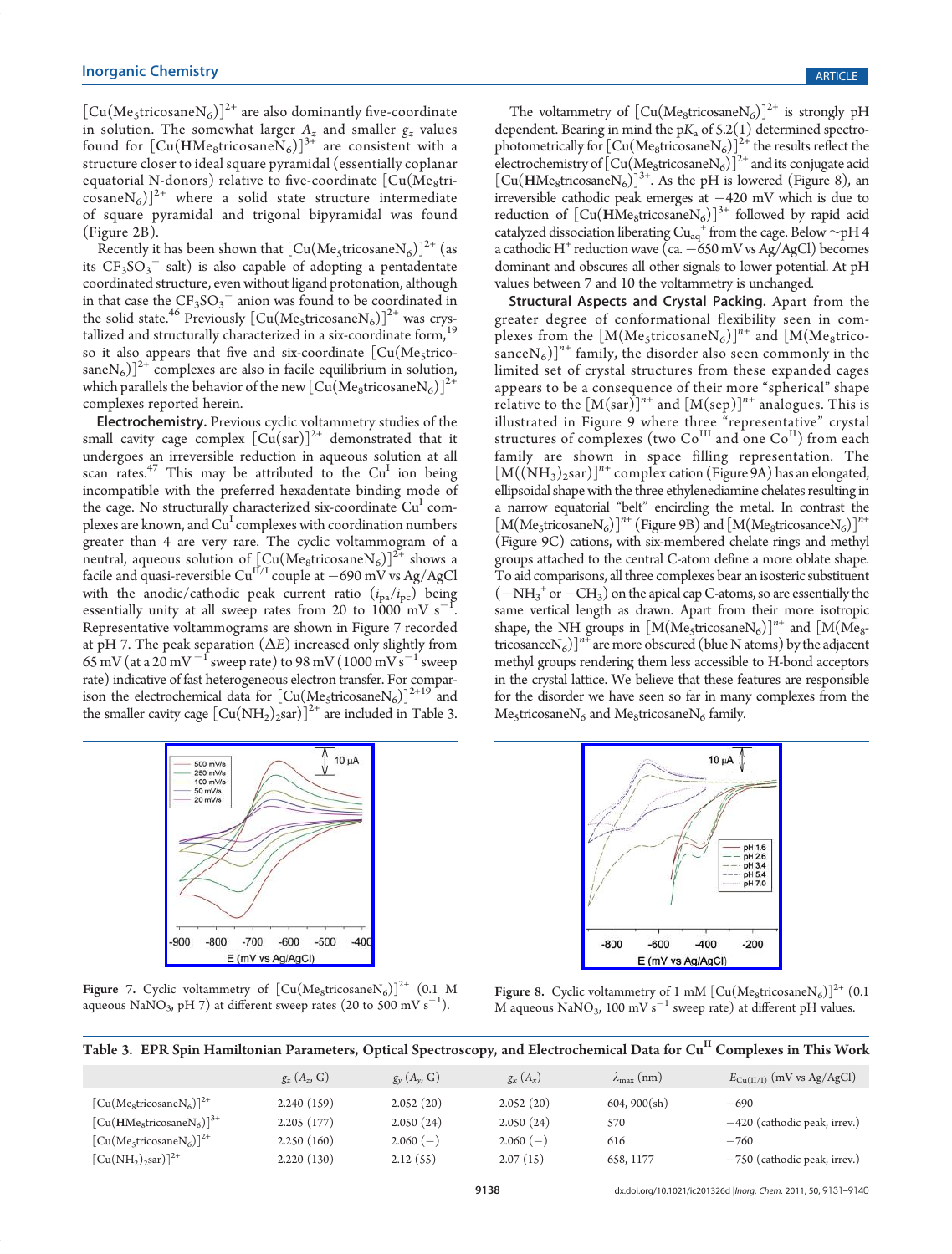$[Cu(Me_5tricosaneN_6)]^{2+}$ are also dominantly five-coordinate in solution. The somewhat larger $A_z$ and smaller $g_z$ values found for $[Cu(\mathbf{H}Me_8tricosaneN_6)]^{3+}$ are consistent with a structure closer to ideal square pyramidal (essentially coplanar equatorial N-donors) relative to five-coordinate $[Cu(Me_8tricosaneN_6)]^{2+}$ where a solid state structure intermediate of square pyramidal and trigonal bipyramidal was found (Figure 2B).

Recently it has been shown that $[Cu(Me_5tricosaneN_6)]^{2+}$ (as its $CF_3SO_3^-$ salt) is also capable of adopting a pentadentate coordinated structure, even without ligand protonation, although in that case the $CF_3SO_3^-$ anion was found to be coordinated in the solid state.[46] Previously $[Cu(Me_5tricosaneN_6)]^{2+}$ was crystallized and structurally characterized in a six-coordinate form,[19] so it also appears that five and six-coordinate $[Cu(Me_5tricosaneN_6)]^{2+}$ complexes are also in facile equilibrium in solution, which parallels the behavior of the new $[Cu(Me_8tricosaneN_6)]^{2+}$ complexes reported herein.

**Electrochemistry.** Previous cyclic voltammetry studies of the small cavity cage complex $[Cu(sar)]^{2+}$ demonstrated that it undergoes an irreversible reduction in aqueous solution at all scan rates.[47] This may be attributed to the $Cu^I$ ion being incompatible with the preferred hexadentate binding mode of the cage. No structurally characterized six-coordinate $Cu^I$ complexes are known, and $Cu^I$ complexes with coordination numbers greater than 4 are very rare. The cyclic voltammogram of a neutral, aqueous solution of $[Cu(Me_8tricosaneN_6)]^{2+}$ shows a facile and quasi-reversible $Cu^{II/I}$ couple at −690 mV vs Ag/AgCl with the anodic/cathodic peak current ratio ($i_{pa}/i_{pc}$) being essentially unity at all sweep rates from 20 to 1000 mV $s^{-1}$. Representative voltammograms are shown in Figure 7 recorded at pH 7. The peak separation ($\Delta E$) increased only slightly from 65 mV (at a 20 mV $s^{-1}$ sweep rate) to 98 mV (1000 mV $s^{-1}$ sweep rate) indicative of fast heterogeneous electron transfer. For comparison the electrochemical data for $[Cu(Me_5tricosaneN_6)]^{2+}$[19] and the smaller cavity cage $[Cu(NH_2)_2sar)]^{2+}$ are included in Table 3.

Figure 7. Cyclic voltammetry of $[Cu(Me_8tricosaneN_6)]^{2+}$ (0.1 M aqueous $NaNO_3$, pH 7) at different sweep rates (20 to 500 mV $s^{-1}$).

The voltammetry of $[Cu(Me_8tricosaneN_6)]^{2+}$ is strongly pH dependent. Bearing in mind the $pK_a$ of 5.2(1) determined spectrophotometrically for $[Cu(Me_8tricosaneN_6)]^{2+}$ the results reflect the electrochemistry of $[Cu(Me_8tricosaneN_6)]^{2+}$ and its conjugate acid $[Cu(\mathbf{H}Me_8tricosaneN_6)]^{3+}$. As the pH is lowered (Figure 8), an irreversible cathodic peak emerges at −420 mV which is due to reduction of $[Cu(\mathbf{H}Me_8tricosaneN_6)]^{3+}$ followed by rapid acid catalyzed dissociation liberating $Cu_{aq}^+$ from the cage. Below ~pH 4 a cathodic $H^+$ reduction wave (ca. −650 mV vs Ag/AgCl) becomes dominant and obscures all other signals to lower potential. At pH values between 7 and 10 the voltammetry is unchanged.

**Structural Aspects and Crystal Packing.** Apart from the greater degree of conformational flexibility seen in complexes from the $[M(Me_5tricosaneN_6)]^{n+}$ and $[M(Me_8tricosaneN_6)]^{n+}$ family, the disorder also seen commonly in the limited set of crystal structures from these expanded cages appears to be a consequence of their more "spherical" shape relative to the $[M(sar)]^{n+}$ and $[M(sep)]^{n+}$ analogues. This is illustrated in Figure 9 where three "representative" crystal structures of complexes (two $Co^{III}$ and one $Co^{II}$) from each family are shown in space filling representation. The $[M((NH_3)_2sar)]^{n+}$ complex cation (Figure 9A) has an elongated, ellipsoidal shape with the three ethylenediamine chelates resulting in a narrow equatorial "belt" encircling the metal. In contrast the $[M(Me_5tricosaneN_6)]^{n+}$ (Figure 9B) and $[M(Me_8tricosaneN_6)]^{n+}$ (Figure 9C) cations, with six-membered chelate rings and methyl groups attached to the central C-atom define a more oblate shape. To aid comparisons, all three complexes bear an isosteric substituent ($-NH_3^+$ or $-CH_3$) on the apical cap C-atoms, so are essentially the same vertical length as drawn. Apart from their more isotropic shape, the NH groups in $[M(Me_5tricosaneN_6)]^{n+}$ and $[M(Me_8tricosaneN_6)]^{n+}$ are more obscured (blue N atoms) by the adjacent methyl groups rendering them less accessible to H-bond acceptors in the crystal lattice. We believe that these features are responsible for the disorder we have seen so far in many complexes from the $Me_5tricosaneN_6$ and $Me_8tricosaneN_6$ family.

Figure 8. Cyclic voltammetry of 1 mM $[Cu(Me_8tricosaneN_6)]^{2+}$ (0.1 M aqueous $NaNO_3$, 100 mV $s^{-1}$ sweep rate) at different pH values.

**Table 3. EPR Spin Hamiltonian Parameters, Optical Spectroscopy, and Electrochemical Data for $Cu^{II}$ Complexes in This Work**

| | $g_z$ ($A_z$, G) | $g_y$ ($A_y$, G) | $g_x$ ($A_x$) | $\lambda_{max}$ (nm) | $E_{Cu(II/I)}$ (mV vs Ag/AgCl) |
|---|---|---|---|---|---|
| $[Cu(Me_8tricosaneN_6)]^{2+}$ | 2.240 (159) | 2.052 (20) | 2.052 (20) | 604, 900(sh) | −690 |
| $[Cu(\mathbf{H}Me_8tricosaneN_6)]^{3+}$ | 2.205 (177) | 2.050 (24) | 2.050 (24) | 570 | −420 (cathodic peak, irrev.) |
| $[Cu(Me_5tricosaneN_6)]^{2+}$ | 2.250 (160) | 2.060 (−) | 2.060 (−) | 616 | −760 |
| $[Cu(NH_2)_2sar)]^{2+}$ | 2.220 (130) | 2.12 (55) | 2.07 (15) | 658, 1177 | −750 (cathodic peak, irrev.) |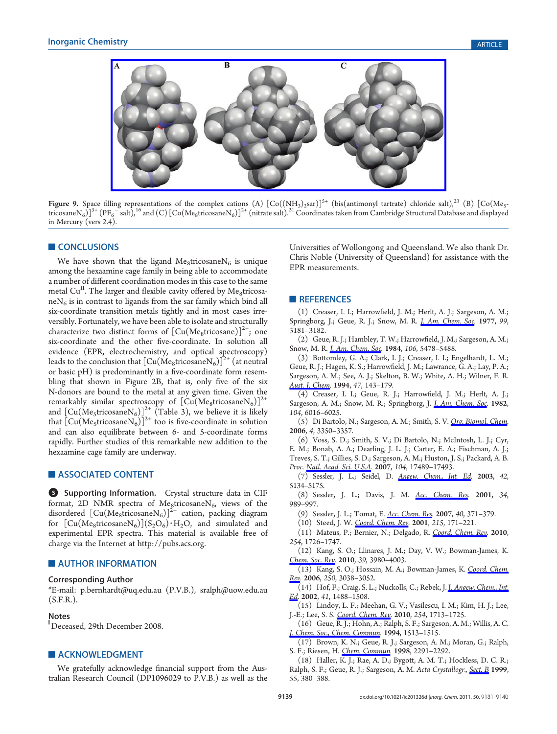**Figure 9.** Space filling representations of the complex cations (A) $[Co((NH_3)_2sar)]^{5+}$ (bis(antimonyl tartrate) chloride salt),[23] (B) $[Co(Me_5tricosaneN_6)]^{3+}$ ($PF_6^-$ salt),[16] and (C) $[Co(Me_8tricosaneN_6)]^{2+}$ (nitrate salt).[21] Coordinates taken from Cambridge Structural Database and displayed in Mercury (vers 2.4).

## CONCLUSIONS

We have shown that the ligand $Me_8$tricosane$N_6$ is unique among the hexaamine cage family in being able to accommodate a number of different coordination modes in this case to the same metal $Cu^{II}$. The larger and flexible cavity offered by $Me_8$tricosane$N_6$ is in contrast to ligands from the sar family which bind all six-coordinate transition metals tightly and in most cases irreversibly. Fortunately, we have been able to isolate and structurally characterize two distinct forms of $[Cu(Me_8tricosane)]^{2+}$; one six-coordinate and the other five-coordinate. In solution all evidence (EPR, electrochemistry, and optical spectroscopy) leads to the conclusion that $[Cu(Me_8tricosaneN_6)]^{2+}$ (at neutral or basic pH) is predominantly in a five-coordinate form resembling that shown in Figure 2B, that is, only five of the six N-donors are bound to the metal at any given time. Given the remarkably similar spectroscopy of $[Cu(Me_8tricosaneN_6)]^{2+}$ and $[Cu(Me_5tricosaneN_6)]^{2+}$ (Table 3), we believe it is likely that $[Cu(Me_5tricosaneN_6)]^{2+}$ too is five-coordinate in solution and can also equilibrate between 6- and 5-coordinate forms rapidly. Further studies of this remarkable new addition to the hexaamine cage family are underway.

## ASSOCIATED CONTENT

**Supporting Information.** Crystal structure data in CIF format, 2D NMR spectra of $Me_8$tricosane$N_6$, views of the disordered $[Cu(Me_8tricosaneN_6)]^{2+}$ cation, packing diagram for $[Cu(Me_8tricosaneN_6)](S_2O_6)\cdot H_2O$, and simulated and experimental EPR spectra. This material is available free of charge via the Internet at http://pubs.acs.org.

## AUTHOR INFORMATION

### Corresponding Author

*E-mail: p.bernhardt@uq.edu.au (P.V.B.), sralph@uow.edu.au (S.F.R.).

### Notes

[‖]Deceased, 29th December 2008.

## ACKNOWLEDGMENT

We gratefully acknowledge financial support from the Australian Research Council (DP1096029 to P.V.B.) as well as the Universities of Wollongong and Queensland. We also thank Dr. Chris Noble (University of Queensland) for assistance with the EPR measurements.

## REFERENCES

(1) Creaser, I. I.; Harrowfield, J. M.; Herlt, A. J.; Sargeson, A. M.; Springborg, J.; Geue, R. J.; Snow, M. R. *J. Am. Chem. Soc.* **1977**, *99*, 3181–3182.

(2) Geue, R. J.; Hambley, T. W.; Harrowfield, J. M.; Sargeson, A. M.; Snow, M. R. *J. Am. Chem. Soc.* **1984**, *106*, 5478–5488.

(3) Bottomley, G. A.; Clark, I. J.; Creaser, I. I.; Engelhardt, L. M.; Geue, R. J.; Hagen, K. S.; Harrowfield, J. M.; Lawrance, G. A.; Lay, P. A.; Sargeson, A. M.; See, A. J.; Skelton, B. W.; White, A. H.; Wilner, F. R. *Aust. J. Chem.* **1994**, *47*, 143–179.

(4) Creaser, I. I.; Geue, R. J.; Harrowfield, J. M.; Herlt, A. J.; Sargeson, A. M.; Snow, M. R.; Springborg, J. *J. Am. Chem. Soc.* **1982**, *104*, 6016–6025.

(5) Di Bartolo, N.; Sargeson, A. M.; Smith, S. V. *Org. Biomol. Chem.* **2006**, *4*, 3350–3357.

(6) Voss, S. D.; Smith, S. V.; Di Bartolo, N.; McIntosh, L. J.; Cyr, E. M.; Bonab, A. A.; Dearling, J. L. J.; Carter, E. A.; Fischman, A. J.; Treves, S. T.; Gillies, S. D.; Sargeson, A. M.; Huston, J. S.; Packard, A. B. *Proc. Natl. Acad. Sci. U.S.A.* **2007**, *104*, 17489–17493.

(7) Sessler, J. L.; Seidel, D. *Angew. Chem., Int. Ed.* **2003**, *42*, 5134–5175.

(8) Sessler, J. L.; Davis, J. M. *Acc. Chem. Res.* **2001**, *34*, 989–997.

(9) Sessler, J. L.; Tomat, E. *Acc. Chem. Res.* **2007**, *40*, 371–379.

(10) Steed, J. W. *Coord. Chem. Rev.* **2001**, *215*, 171–221.

(11) Mateus, P.; Bernier, N.; Delgado, R. *Coord. Chem. Rev.* **2010**, *254*, 1726–1747.

(12) Kang, S. O.; Llinares, J. M.; Day, V. W.; Bowman-James, K. *Chem. Soc. Rev.* **2010**, *39*, 3980–4003.

(13) Kang, S. O.; Hossain, M. A.; Bowman-James, K. *Coord. Chem. Rev.* **2006**, *250*, 3038–3052.

(14) Hof, F.; Craig, S. L.; Nuckolls, C.; Rebek, J. *J. Angew. Chem., Int. Ed.* **2002**, *41*, 1488–1508.

(15) Lindoy, L. F.; Meehan, G. V.; Vasilescu, I. M.; Kim, H. J.; Lee, J.-E.; Lee, S. S. *Coord. Chem. Rev.* **2010**, *254*, 1713–1725.

(16) Geue, R. J.; Hohn, A.; Ralph, S. F.; Sargeson, A. M.; Willis, A. C. *J. Chem. Soc., Chem. Commun.* **1994**, 1513–1515.

(17) Brown, K. N.; Geue, R. J.; Sargeson, A. M.; Moran, G.; Ralph, S. F.; Riesen, H. *Chem. Commun.* **1998**, 2291–2292.

(18) Haller, K. J.; Rae, A. D.; Bygott, A. M. T.; Hockless, D. C. R.; Ralph, S. F.; Geue, R. J.; Sargeson, A. M. *Acta Crystallogr., Sect. B* **1999**, *55*, 380–388.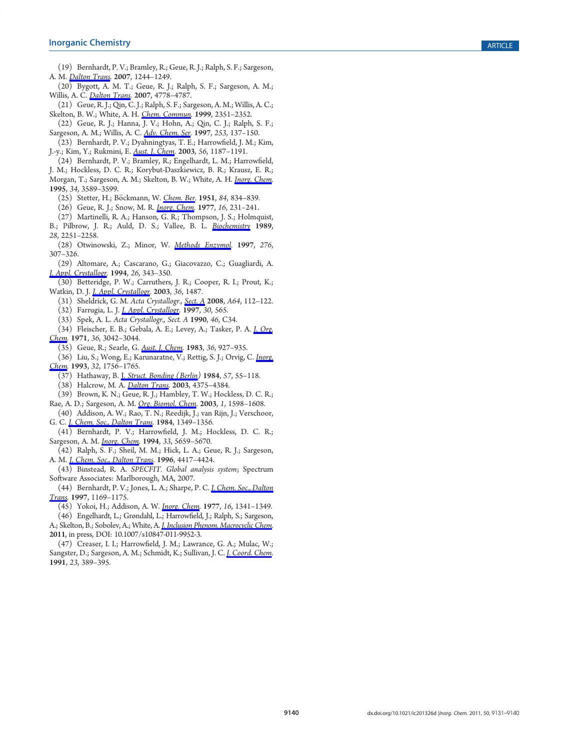(19) Bernhardt, P. V.; Bramley, R.; Geue, R. J.; Ralph, S. F.; Sargeson, A. M. *Dalton Trans.* **2007**, 1244–1249.

(20) Bygott, A. M. T.; Geue, R. J.; Ralph, S. F.; Sargeson, A. M.; Willis, A. C. *Dalton Trans.* **2007**, 4778–4787.

(21) Geue, R. J.; Qin, C. J.; Ralph, S. F.; Sargeson, A. M.; Willis, A. C.; Skelton, B. W.; White, A. H. *Chem. Commun.* **1999**, 2351–2352.

(22) Geue, R. J.; Hanna, J. V.; Hohn, A.; Qin, C. J.; Ralph, S. F.; Sargeson, A. M.; Willis, A. C. *Adv. Chem. Ser.* **1997**, *253*, 137–150.

(23) Bernhardt, P. V.; Dyahningtyas, T. E.; Harrowfield, J. M.; Kim, J.-y.; Kim, Y.; Rukmini, E. *Aust. J. Chem.* **2003**, *56*, 1187–1191.

(24) Bernhardt, P. V.; Bramley, R.; Engelhardt, L. M.; Harrowfield, J. M.; Hockless, D. C. R.; Korybut-Daszkiewicz, B. R.; Krausz, E. R.; Morgan, T.; Sargeson, A. M.; Skelton, B. W.; White, A. H. *Inorg. Chem.* **1995**, *34*, 3589–3599.

(25) Stetter, H.; Böckmann, W. *Chem. Ber.* **1951**, *84*, 834–839.

(26) Geue, R. J.; Snow, M. R. *Inorg. Chem.* **1977**, *16*, 231–241.

(27) Martinelli, R. A.; Hanson, G. R.; Thompson, J. S.; Holmquist, B.; Pilbrow, J. R.; Auld, D. S.; Vallee, B. L. *Biochemistry* **1989**, *28*, 2251–2258.

(28) Otwinowski, Z.; Minor, W. *Methods Enzymol.* **1997**, *276*, 307–326.

(29) Altomare, A.; Cascarano, G.; Giacovazzo, C.; Guagliardi, A. *J. Appl. Crystallogr.* **1994**, *26*, 343–350.

(30) Betteridge, P. W.; Carruthers, J. R.; Cooper, R. I.; Prout, K.; Watkin, D. J. *J. Appl. Crystallogr.* **2003**, *36*, 1487.

(31) Sheldrick, G. M. *Acta Crystallogr., Sect. A* **2008**, *A64*, 112–122.

(32) Farrugia, L. J. *J. Appl. Crystallogr.* **1997**, *30*, 565.

(33) Spek, A. L. *Acta Crystallogr., Sect. A* **1990**, *46*, C34.

(34) Fleischer, E. B.; Gebala, A. E.; Levey, A.; Tasker, P. A. *J. Org. Chem.* **1971**, *36*, 3042–3044.

(35) Geue, R.; Searle, G. *Aust. J. Chem.* **1983**, *36*, 927–935.

(36) Liu, S.; Wong, E.; Karunaratne, V.; Rettig, S. J.; Orvig, C. *Inorg. Chem.* **1993**, *32*, 1756–1765.

(37) Hathaway, B. *J. Struct. Bonding (Berlin)* **1984**, *57*, 55–118.

(38) Halcrow, M. A. *Dalton Trans.* **2003**, 4375–4384.

(39) Brown, K. N.; Geue, R. J.; Hambley, T. W.; Hockless, D. C. R.; Rae, A. D.; Sargeson, A. M. *Org. Biomol. Chem.* **2003**, *1*, 1598–1608.

(40) Addison, A. W.; Rao, T. N.; Reedijk, J.; van Rijn, J.; Verschoor, G. C. *J. Chem. Soc., Dalton Trans.* **1984**, 1349–1356.

(41) Bernhardt, P. V.; Harrowfield, J. M.; Hockless, D. C. R.; Sargeson, A. M. *Inorg. Chem.* **1994**, *33*, 5659–5670.

(42) Ralph, S. F.; Sheil, M. M.; Hick, L. A.; Geue, R. J.; Sargeson, A. M. *J. Chem. Soc., Dalton Trans.* **1996**, 4417–4424.

(43) Binstead, R. A. *SPECFIT. Global analysis system*; Spectrum Software Associates: Marlborough, MA, 2007.

(44) Bernhardt, P. V.; Jones, L. A.; Sharpe, P. C. *J. Chem. Soc., Dalton Trans.* **1997**, 1169–1175.

(45) Yokoi, H.; Addison, A. W. *Inorg. Chem.* **1977**, *16*, 1341–1349.

(46) Engelhardt, L.; Grøndahl, L.; Harrowfield, J.; Ralph, S.; Sargeson, A.; Skelton, B.; Sobolev, A.; White, A. *J. Inclusion Phenom. Macrocyclic Chem.* **2011**, in press, DOI: 10.1007/s10847-011-9952-3.

(47) Creaser, I. I.; Harrowfield, J. M.; Lawrance, G. A.; Mulac, W.; Sangster, D.; Sargeson, A. M.; Schmidt, K.; Sullivan, J. C. *J. Coord. Chem.* **1991**, *23*, 389–395.